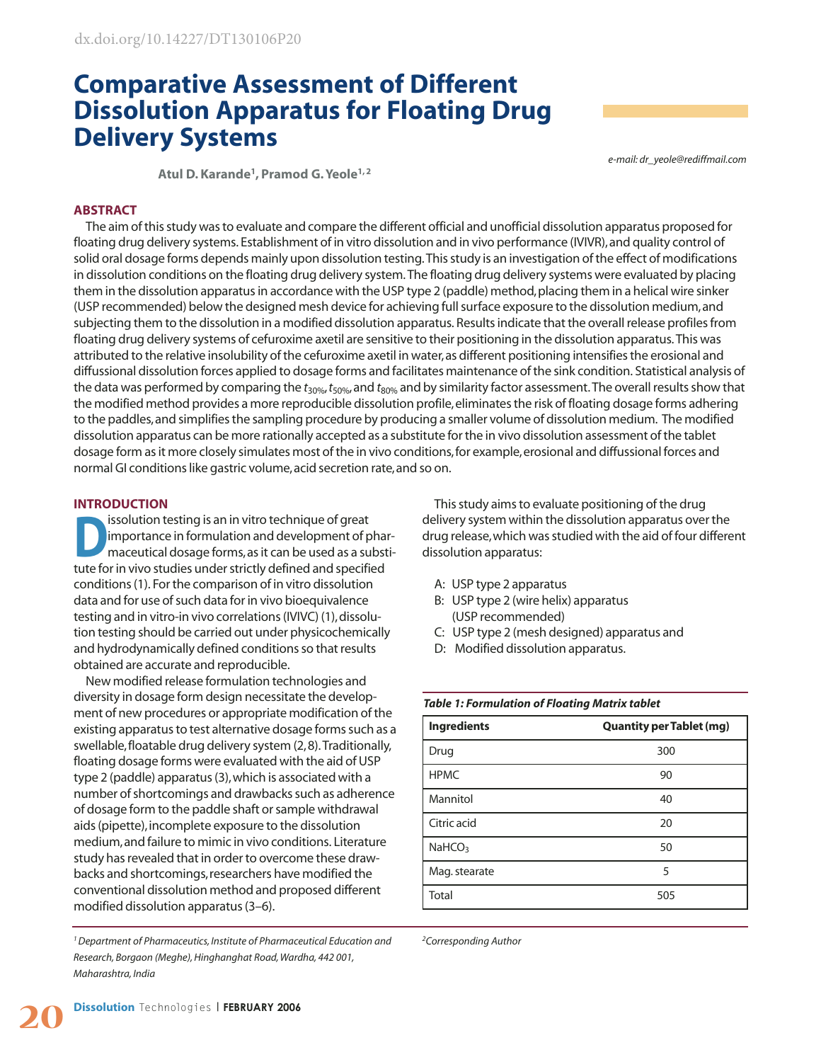dx.doi.org/10.14227/DT130106P20

# Comparative Assessment of Different Dissolution Apparatus for Floating Drug Delivery Systems

e-mail: dr_yeole@rediffmail.com

**Atul D. Karande[1], Pramod G. Yeole[1,2]**

## ABSTRACT

The aim of this study was to evaluate and compare the different official and unofficial dissolution apparatus proposed for floating drug delivery systems. Establishment of in vitro dissolution and in vivo performance (IVIVR), and quality control of solid oral dosage forms depends mainly upon dissolution testing. This study is an investigation of the effect of modifications in dissolution conditions on the floating drug delivery system. The floating drug delivery systems were evaluated by placing them in the dissolution apparatus in accordance with the USP type 2 (paddle) method, placing them in a helical wire sinker (USP recommended) below the designed mesh device for achieving full surface exposure to the dissolution medium, and subjecting them to the dissolution in a modified dissolution apparatus. Results indicate that the overall release profiles from floating drug delivery systems of cefuroxime axetil are sensitive to their positioning in the dissolution apparatus. This was attributed to the relative insolubility of the cefuroxime axetil in water, as different positioning intensifies the erosional and diffusional dissolution forces applied to dosage forms and facilitates maintenance of the sink condition. Statistical analysis of the data was performed by comparing the $t_{30\%}$, $t_{50\%}$, and $t_{80\%}$ and by similarity factor assessment. The overall results show that the modified method provides a more reproducible dissolution profile, eliminates the risk of floating dosage forms adhering to the paddles, and simplifies the sampling procedure by producing a smaller volume of dissolution medium. The modified dissolution apparatus can be more rationally accepted as a substitute for the in vivo dissolution assessment of the tablet dosage form as it more closely simulates most of the in vivo conditions, for example, erosional and diffusional forces and normal GI conditions like gastric volume, acid secretion rate, and so on.

## INTRODUCTION

Dissolution testing is an in vitro technique of great importance in formulation and development of pharmaceutical dosage forms, as it can be used as a substitute for in vivo studies under strictly defined and specified conditions (1). For the comparison of in vitro dissolution data and for use of such data for in vivo bioequivalence testing and in vitro-in vivo correlations (IVIVC) (1), dissolution testing should be carried out under physicochemically and hydrodynamically defined conditions so that results obtained are accurate and reproducible.

New modified release formulation technologies and diversity in dosage form design necessitate the development of new procedures or appropriate modification of the existing apparatus to test alternative dosage forms such as a swellable, floatable drug delivery system (2, 8). Traditionally, floating dosage forms were evaluated with the aid of USP type 2 (paddle) apparatus (3), which is associated with a number of shortcomings and drawbacks such as adherence of dosage form to the paddle shaft or sample withdrawal aids (pipette), incomplete exposure to the dissolution medium, and failure to mimic in vivo conditions. Literature study has revealed that in order to overcome these drawbacks and shortcomings, researchers have modified the conventional dissolution method and proposed different modified dissolution apparatus (3–6).

This study aims to evaluate positioning of the drug delivery system within the dissolution apparatus over the drug release, which was studied with the aid of four different dissolution apparatus:

- A: USP type 2 apparatus
- B: USP type 2 (wire helix) apparatus (USP recommended)
- C: USP type 2 (mesh designed) apparatus and
- D: Modified dissolution apparatus.

***Table 1: Formulation of Floating Matrix tablet***

| Ingredients | Quantity per Tablet (mg) |
|---|---|
| Drug | 300 |
| HPMC | 90 |
| Mannitol | 40 |
| Citric acid | 20 |
| $NaHCO_3$ | 50 |
| Mag. stearate | 5 |
| Total | 505 |

*[1] Department of Pharmaceutics, Institute of Pharmaceutical Education and Research, Borgaon (Meghe), Hinghanghat Road, Wardha, 442 001, Maharashtra, India*

*[2] Corresponding Author*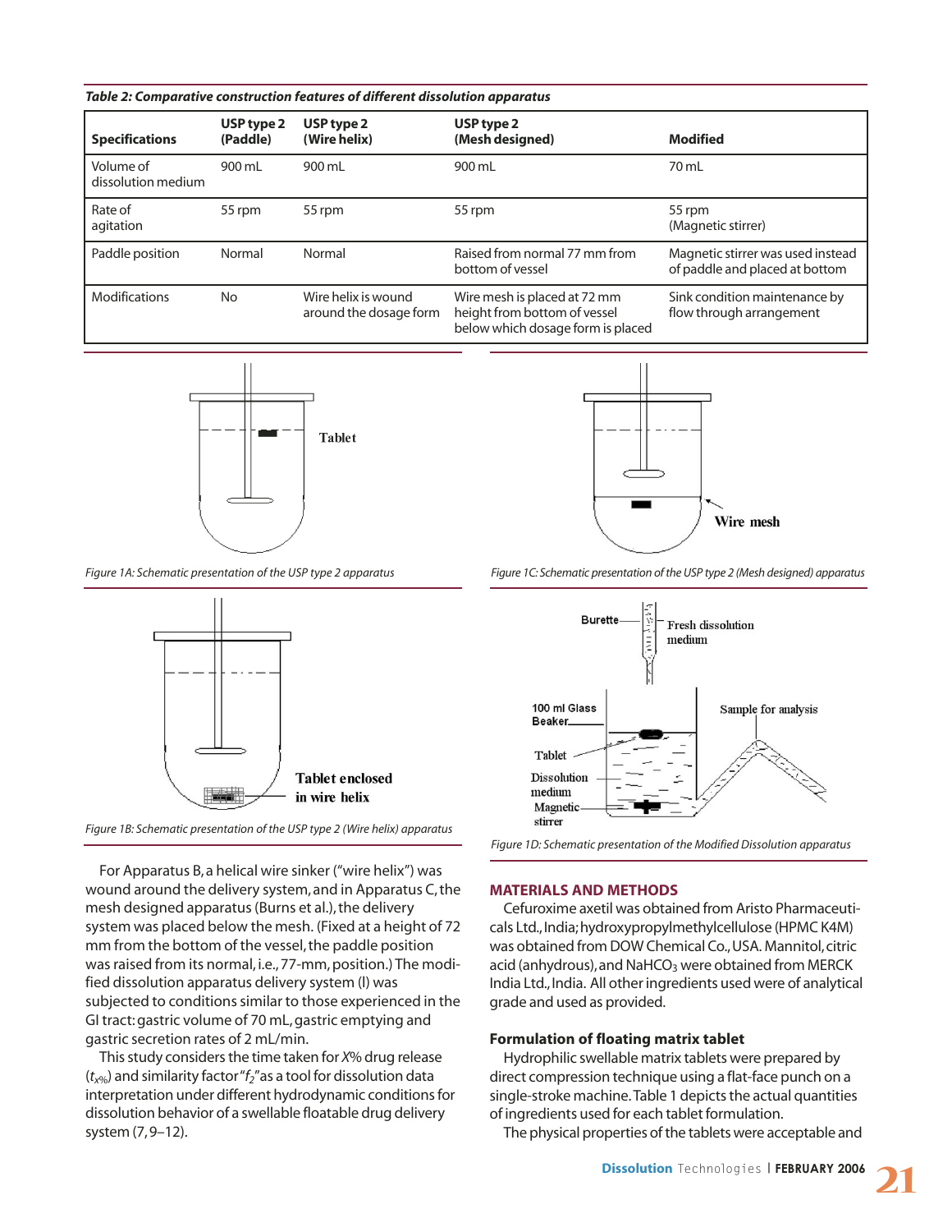*Table 2: Comparative construction features of different dissolution apparatus*

| Specifications | USP type 2 (Paddle) | USP type 2 (Wire helix) | USP type 2 (Mesh designed) | Modified |
|---|---|---|---|---|
| Volume of dissolution medium | 900 mL | 900 mL | 900 mL | 70 mL |
| Rate of agitation | 55 rpm | 55 rpm | 55 rpm | 55 rpm (Magnetic stirrer) |
| Paddle position | Normal | Normal | Raised from normal 77 mm from bottom of vessel | Magnetic stirrer was used instead of paddle and placed at bottom |
| Modifications | No | Wire helix is wound around the dosage form | Wire mesh is placed at 72 mm height from bottom of vessel below which dosage form is placed | Sink condition maintenance by flow through arrangement |

*Figure 1A: Schematic presentation of the USP type 2 apparatus*

*Figure 1B: Schematic presentation of the USP type 2 (Wire helix) apparatus*

*Figure 1C: Schematic presentation of the USP type 2 (Mesh designed) apparatus*

*Figure 1D: Schematic presentation of the Modified Dissolution apparatus*

For Apparatus B, a helical wire sinker ("wire helix") was wound around the delivery system, and in Apparatus C, the mesh designed apparatus (Burns et al.), the delivery system was placed below the mesh. (Fixed at a height of 72 mm from the bottom of the vessel, the paddle position was raised from its normal, i.e., 77-mm, position.) The modified dissolution apparatus delivery system (I) was subjected to conditions similar to those experienced in the GI tract: gastric volume of 70 mL, gastric emptying and gastric secretion rates of 2 mL/min.

This study considers the time taken for *X*% drug release ($t_{x\%}$) and similarity factor "$f_2$" as a tool for dissolution data interpretation under different hydrodynamic conditions for dissolution behavior of a swellable floatable drug delivery system (7, 9–12).

## MATERIALS AND METHODS

Cefuroxime axetil was obtained from Aristo Pharmaceuticals Ltd., India; hydroxypropylmethylcellulose (HPMC K4M) was obtained from DOW Chemical Co., USA. Mannitol, citric acid (anhydrous), and $NaHCO_3$ were obtained from MERCK India Ltd., India. All other ingredients used were of analytical grade and used as provided.

### Formulation of floating matrix tablet

Hydrophilic swellable matrix tablets were prepared by direct compression technique using a flat-face punch on a single-stroke machine. Table 1 depicts the actual quantities of ingredients used for each tablet formulation.

The physical properties of the tablets were acceptable and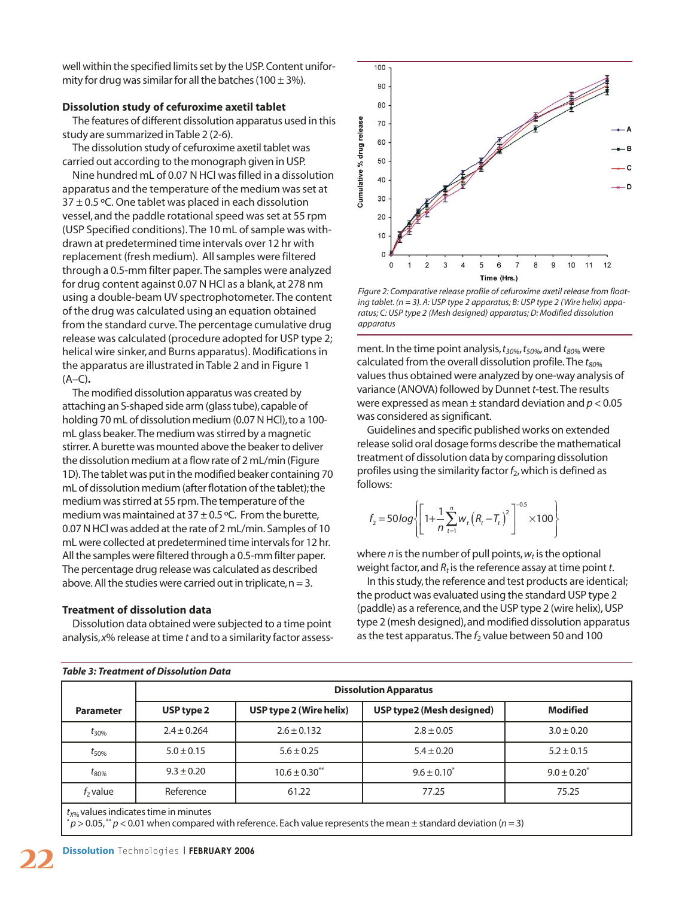well within the specified limits set by the USP. Content uniformity for drug was similar for all the batches (100 ± 3%).

### Dissolution study of cefuroxime axetil tablet

The features of different dissolution apparatus used in this study are summarized in Table 2 (2-6).

The dissolution study of cefuroxime axetil tablet was carried out according to the monograph given in USP.

Nine hundred mL of 0.07 N HCl was filled in a dissolution apparatus and the temperature of the medium was set at 37 ± 0.5 ºC. One tablet was placed in each dissolution vessel, and the paddle rotational speed was set at 55 rpm (USP Specified conditions). The 10 mL of sample was withdrawn at predetermined time intervals over 12 hr with replacement (fresh medium). All samples were filtered through a 0.5-mm filter paper. The samples were analyzed for drug content against 0.07 N HCl as a blank, at 278 nm using a double-beam UV spectrophotometer. The content of the drug was calculated using an equation obtained from the standard curve. The percentage cumulative drug release was calculated (procedure adopted for USP type 2; helical wire sinker, and Burns apparatus). Modifications in the apparatus are illustrated in Table 2 and in Figure 1 (A–C).

The modified dissolution apparatus was created by attaching an S-shaped side arm (glass tube), capable of holding 70 mL of dissolution medium (0.07 N HCl), to a 100-mL glass beaker. The medium was stirred by a magnetic stirrer. A burette was mounted above the beaker to deliver the dissolution medium at a flow rate of 2 mL/min (Figure 1D). The tablet was put in the modified beaker containing 70 mL of dissolution medium (after flotation of the tablet); the medium was stirred at 55 rpm. The temperature of the medium was maintained at 37 ± 0.5 ºC. From the burette, 0.07 N HCl was added at the rate of 2 mL/min. Samples of 10 mL were collected at predetermined time intervals for 12 hr. All the samples were filtered through a 0.5-mm filter paper. The percentage drug release was calculated as described above. All the studies were carried out in triplicate, n = 3.

### Treatment of dissolution data

Dissolution data obtained were subjected to a time point analysis, *x*% release at time *t* and to a similarity factor assessment. In the time point analysis, $t_{30\%}$, $t_{50\%}$, and $t_{80\%}$ were calculated from the overall dissolution profile. The $t_{80\%}$ values thus obtained were analyzed by one-way analysis of variance (ANOVA) followed by Dunnet *t*-test. The results were expressed as mean ± standard deviation and $p < 0.05$ was considered as significant.

*Figure 2: Comparative release profile of cefuroxime axetil release from floating tablet. (n = 3). A: USP type 2 apparatus; B: USP type 2 (Wire helix) apparatus; C: USP type 2 (Mesh designed) apparatus; D: Modified dissolution apparatus*

Guidelines and specific published works on extended release solid oral dosage forms describe the mathematical treatment of dissolution data by comparing dissolution profiles using the similarity factor $f_2$, which is defined as follows:

$$f_2 = 50 \log \left\{ \left[ 1 + \frac{1}{n} \sum_{t=1}^{n} w_t \left( R_t - T_t \right)^2 \right]^{-0.5} \times 100 \right\}$$

where *n* is the number of pull points, $w_t$ is the optional weight factor, and $R_t$ is the reference assay at time point *t*.

In this study, the reference and test products are identical; the product was evaluated using the standard USP type 2 (paddle) as a reference, and the USP type 2 (wire helix), USP type 2 (mesh designed), and modified dissolution apparatus as the test apparatus. The $f_2$ value between 50 and 100

*Table 3: Treatment of Dissolution Data*

| Parameter | Dissolution Apparatus | | | |
|---|---|---|---|---|
| | USP type 2 | USP type 2 (Wire helix) | USP type2 (Mesh designed) | Modified |
| $t_{30\%}$ | 2.4 ± 0.264 | 2.6 ± 0.132 | 2.8 ± 0.05 | 3.0 ± 0.20 |
| $t_{50\%}$ | 5.0 ± 0.15 | 5.6 ± 0.25 | 5.4 ± 0.20 | 5.2 ± 0.15 |
| $t_{80\%}$ | 9.3 ± 0.20 | 10.6 ± 0.30** | 9.6 ± 0.10* | 9.0 ± 0.20* |
| $f_2$ value | Reference | 61.22 | 77.25 | 75.25 |

$t_{X\%}$ values indicates time in minutes
*$p > 0.05$, **$p < 0.01$ when compared with reference. Each value represents the mean ± standard deviation ($n = 3$)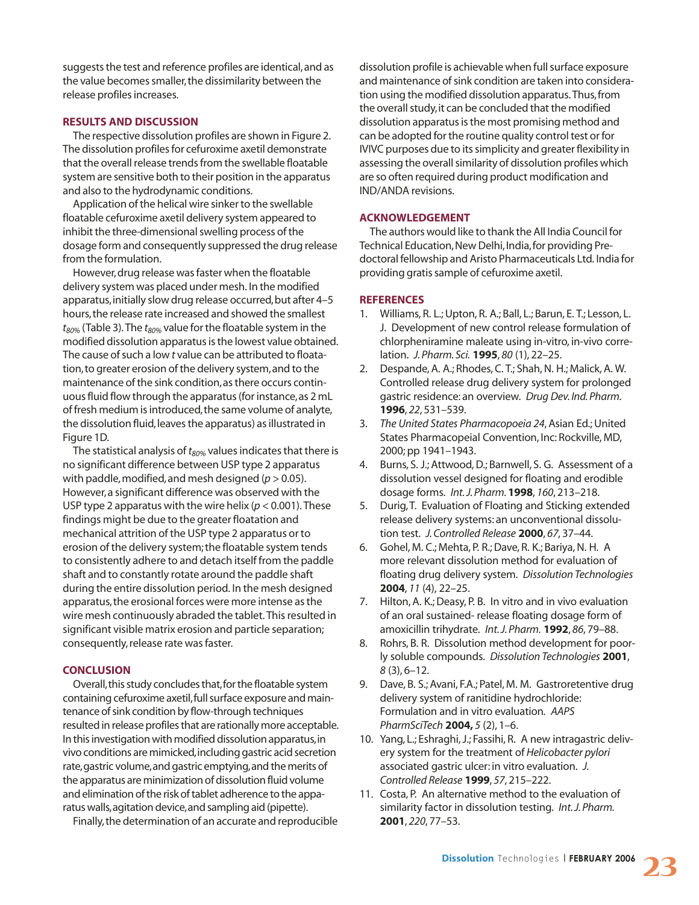suggests the test and reference profiles are identical, and as the value becomes smaller, the dissimilarity between the release profiles increases.

## RESULTS AND DISCUSSION

The respective dissolution profiles are shown in Figure 2. The dissolution profiles for cefuroxime axetil demonstrate that the overall release trends from the swellable floatable system are sensitive both to their position in the apparatus and also to the hydrodynamic conditions.

Application of the helical wire sinker to the swellable floatable cefuroxime axetil delivery system appeared to inhibit the three-dimensional swelling process of the dosage form and consequently suppressed the drug release from the formulation.

However, drug release was faster when the floatable delivery system was placed under mesh. In the modified apparatus, initially slow drug release occurred, but after 4–5 hours, the release rate increased and showed the smallest $t_{80\%}$ (Table 3). The $t_{80\%}$ value for the floatable system in the modified dissolution apparatus is the lowest value obtained. The cause of such a low $t$ value can be attributed to floatation, to greater erosion of the delivery system, and to the maintenance of the sink condition, as there occurs continuous fluid flow through the apparatus (for instance, as 2 mL of fresh medium is introduced, the same volume of analyte, the dissolution fluid, leaves the apparatus) as illustrated in Figure 1D.

The statistical analysis of $t_{80\%}$ values indicates that there is no significant difference between USP type 2 apparatus with paddle, modified, and mesh designed ($p > 0.05$). However, a significant difference was observed with the USP type 2 apparatus with the wire helix ($p < 0.001$). These findings might be due to the greater floatation and mechanical attrition of the USP type 2 apparatus or to erosion of the delivery system; the floatable system tends to consistently adhere to and detach itself from the paddle shaft and to constantly rotate around the paddle shaft during the entire dissolution period. In the mesh designed apparatus, the erosional forces were more intense as the wire mesh continuously abraded the tablet. This resulted in significant visible matrix erosion and particle separation; consequently, release rate was faster.

## CONCLUSION

Overall, this study concludes that, for the floatable system containing cefuroxime axetil, full surface exposure and maintenance of sink condition by flow-through techniques resulted in release profiles that are rationally more acceptable. In this investigation with modified dissolution apparatus, in vivo conditions are mimicked, including gastric acid secretion rate, gastric volume, and gastric emptying, and the merits of the apparatus are minimization of dissolution fluid volume and elimination of the risk of tablet adherence to the apparatus walls, agitation device, and sampling aid (pipette).

Finally, the determination of an accurate and reproducible dissolution profile is achievable when full surface exposure and maintenance of sink condition are taken into consideration using the modified dissolution apparatus. Thus, from the overall study, it can be concluded that the modified dissolution apparatus is the most promising method and can be adopted for the routine quality control test or for IVIVC purposes due to its simplicity and greater flexibility in assessing the overall similarity of dissolution profiles which are so often required during product modification and IND/ANDA revisions.

## ACKNOWLEDGEMENT

The authors would like to thank the All India Council for Technical Education, New Delhi, India, for providing Pre-doctoral fellowship and Aristo Pharmaceuticals Ltd. India for providing gratis sample of cefuroxime axetil.

## REFERENCES

1. Williams, R. L.; Upton, R. A.; Ball, L.; Barun, E. T.; Lesson, L. J. Development of new control release formulation of chlorpheniramine maleate using in-vitro, in-vivo correlation. *J. Pharm. Sci.* **1995**, *80* (1), 22–25.
2. Despande, A. A.; Rhodes, C. T.; Shah, N. H.; Malick, A. W. Controlled release drug delivery system for prolonged gastric residence: an overview. *Drug Dev. Ind. Pharm.* **1996**, *22*, 531–539.
3. *The United States Pharmacopoeia 24*, Asian Ed.; United States Pharmacopeial Convention, Inc: Rockville, MD, 2000; pp 1941–1943.
4. Burns, S. J.; Attwood, D.; Barnwell, S. G. Assessment of a dissolution vessel designed for floating and erodible dosage forms. *Int. J. Pharm.* **1998**, *160*, 213–218.
5. Durig, T. Evaluation of Floating and Sticking extended release delivery systems: an unconventional dissolution test. *J. Controlled Release* **2000**, *67*, 37–44.
6. Gohel, M. C.; Mehta, P. R.; Dave, R. K.; Bariya, N. H. A more relevant dissolution method for evaluation of floating drug delivery system. *Dissolution Technologies* **2004**, *11* (4), 22–25.
7. Hilton, A. K.; Deasy, P. B. In vitro and in vivo evaluation of an oral sustained- release floating dosage form of amoxicillin trihydrate. *Int. J. Pharm.* **1992**, *86*, 79–88.
8. Rohrs, B. R. Dissolution method development for poorly soluble compounds. *Dissolution Technologies* **2001**, *8* (3), 6–12.
9. Dave, B. S.; Avani, F.A.; Patel, M. M. Gastroretentive drug delivery system of ranitidine hydrochloride: Formulation and in vitro evaluation. *AAPS PharmSciTech* **2004,** *5* (2), 1–6.
10. Yang, L.; Eshraghi, J.; Fassihi, R. A new intragastric delivery system for the treatment of *Helicobacter pylori* associated gastric ulcer: in vitro evaluation. *J. Controlled Release* **1999**, *57*, 215–222.
11. Costa, P. An alternative method to the evaluation of similarity factor in dissolution testing. *Int. J. Pharm.* **2001**, *220*, 77–53.